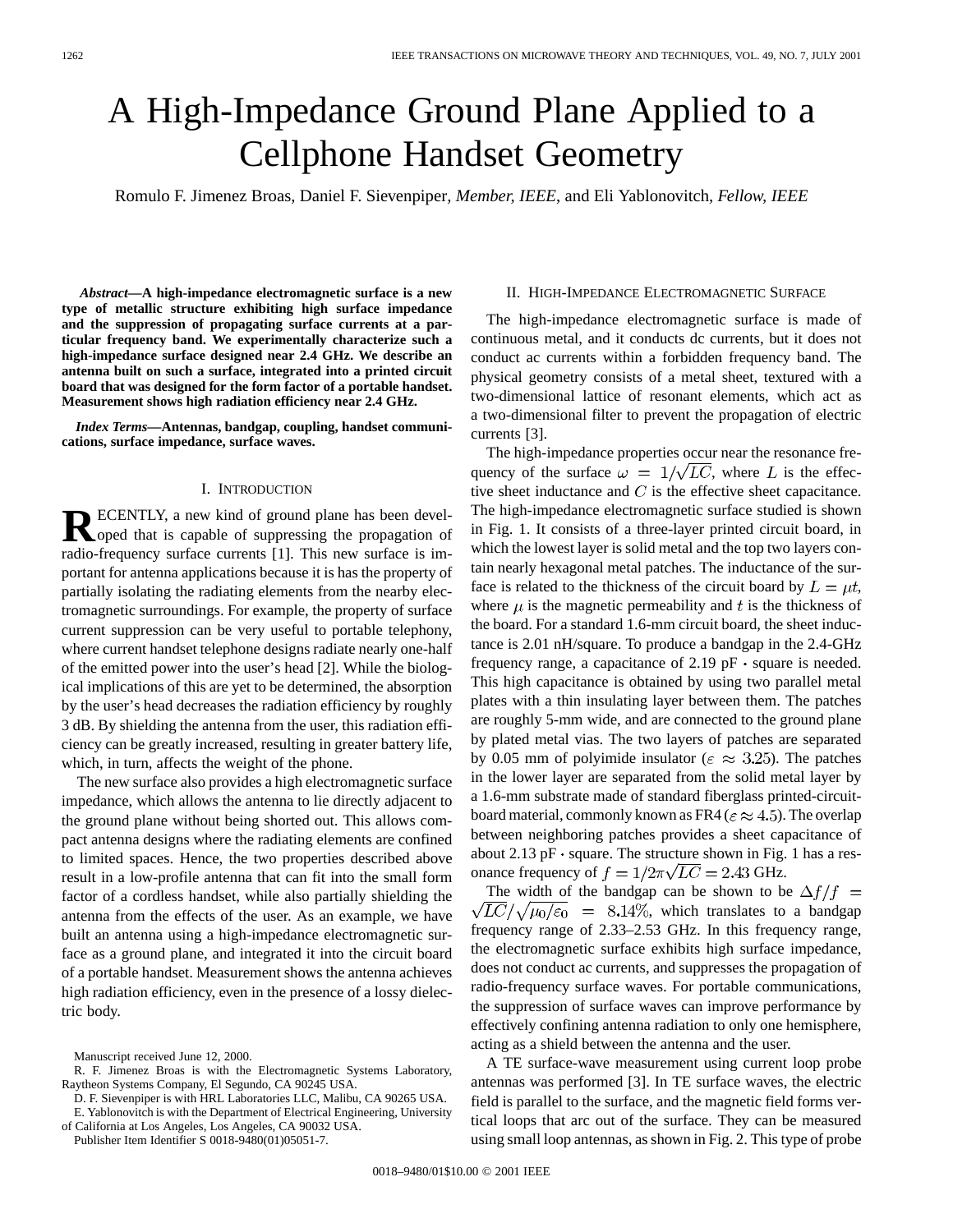# A High-Impedance Ground Plane Applied to a Cellphone Handset Geometry

Romulo F. Jimenez Broas, Daniel F. Sievenpiper, *Member, IEEE*, and Eli Yablonovitch, *Fellow, IEEE*

***Abstract*—A high-impedance electromagnetic surface is a new type of metallic structure exhibiting high surface impedance and the suppression of propagating surface currents at a particular frequency band. We experimentally characterize such a high-impedance surface designed near 2.4 GHz. We describe an antenna built on such a surface, integrated into a printed circuit board that was designed for the form factor of a portable handset. Measurement shows high radiation efficiency near 2.4 GHz.**

***Index Terms*—Antennas, bandgap, coupling, handset communications, surface impedance, surface waves.**

## I. Introduction

Recently, a new kind of ground plane has been developed that is capable of suppressing the propagation of radio-frequency surface currents [1]. This new surface is important for antenna applications because it is has the property of partially isolating the radiating elements from the nearby electromagnetic surroundings. For example, the property of surface current suppression can be very useful to portable telephony, where current handset telephone designs radiate nearly one-half of the emitted power into the user's head [2]. While the biological implications of this are yet to be determined, the absorption by the user's head decreases the radiation efficiency by roughly 3 dB. By shielding the antenna from the user, this radiation efficiency can be greatly increased, resulting in greater battery life, which, in turn, affects the weight of the phone.

The new surface also provides a high electromagnetic surface impedance, which allows the antenna to lie directly adjacent to the ground plane without being shorted out. This allows compact antenna designs where the radiating elements are confined to limited spaces. Hence, the two properties described above result in a low-profile antenna that can fit into the small form factor of a cordless handset, while also partially shielding the antenna from the effects of the user. As an example, we have built an antenna using a high-impedance electromagnetic surface as a ground plane, and integrated it into the circuit board of a portable handset. Measurement shows the antenna achieves high radiation efficiency, even in the presence of a lossy dielectric body.

Manuscript received June 12, 2000.

R. F. Jimenez Broas is with the Electromagnetic Systems Laboratory, Raytheon Systems Company, El Segundo, CA 90245 USA.

D. F. Sievenpiper is with HRL Laboratories LLC, Malibu, CA 90265 USA.

E. Yablonovitch is with the Department of Electrical Engineering, University of California at Los Angeles, Los Angeles, CA 90032 USA.

Publisher Item Identifier S 0018-9480(01)05051-7.

## II. High-Impedance Electromagnetic Surface

The high-impedance electromagnetic surface is made of continuous metal, and it conducts dc currents, but it does not conduct ac currents within a forbidden frequency band. The physical geometry consists of a metal sheet, textured with a two-dimensional lattice of resonant elements, which act as a two-dimensional filter to prevent the propagation of electric currents [3].

The high-impedance properties occur near the resonance frequency of the surface $\omega = 1/\sqrt{LC}$, where $L$ is the effective sheet inductance and $C$ is the effective sheet capacitance. The high-impedance electromagnetic surface studied is shown in Fig. 1. It consists of a three-layer printed circuit board, in which the lowest layer is solid metal and the top two layers contain nearly hexagonal metal patches. The inductance of the surface is related to the thickness of the circuit board by $L = \mu t$, where $\mu$ is the magnetic permeability and $t$ is the thickness of the board. For a standard 1.6-mm circuit board, the sheet inductance is 2.01 nH/square. To produce a bandgap in the 2.4-GHz frequency range, a capacitance of 2.19 pF $\cdot$ square is needed. This high capacitance is obtained by using two parallel metal plates with a thin insulating layer between them. The patches are roughly 5-mm wide, and are connected to the ground plane by plated metal vias. The two layers of patches are separated by 0.05 mm of polyimide insulator ($\varepsilon \approx 3.25$). The patches in the lower layer are separated from the solid metal layer by a 1.6-mm substrate made of standard fiberglass printed-circuit-board material, commonly known as FR4 ($\varepsilon \approx 4.5$). The overlap between neighboring patches provides a sheet capacitance of about 2.13 pF $\cdot$ square. The structure shown in Fig. 1 has a resonance frequency of $f = 1/2\pi\sqrt{LC} = 2.43$ GHz.

The width of the bandgap can be shown to be $\Delta f/f = \sqrt{LC}/\sqrt{\mu_0/\varepsilon_0} = 8.14\%$, which translates to a bandgap frequency range of 2.33–2.53 GHz. In this frequency range, the electromagnetic surface exhibits high surface impedance, does not conduct ac currents, and suppresses the propagation of radio-frequency surface waves. For portable communications, the suppression of surface waves can improve performance by effectively confining antenna radiation to only one hemisphere, acting as a shield between the antenna and the user.

A TE surface-wave measurement using current loop probe antennas was performed [3]. In TE surface waves, the electric field is parallel to the surface, and the magnetic field forms vertical loops that arc out of the surface. They can be measured using small loop antennas, as shown in Fig. 2. This type of probe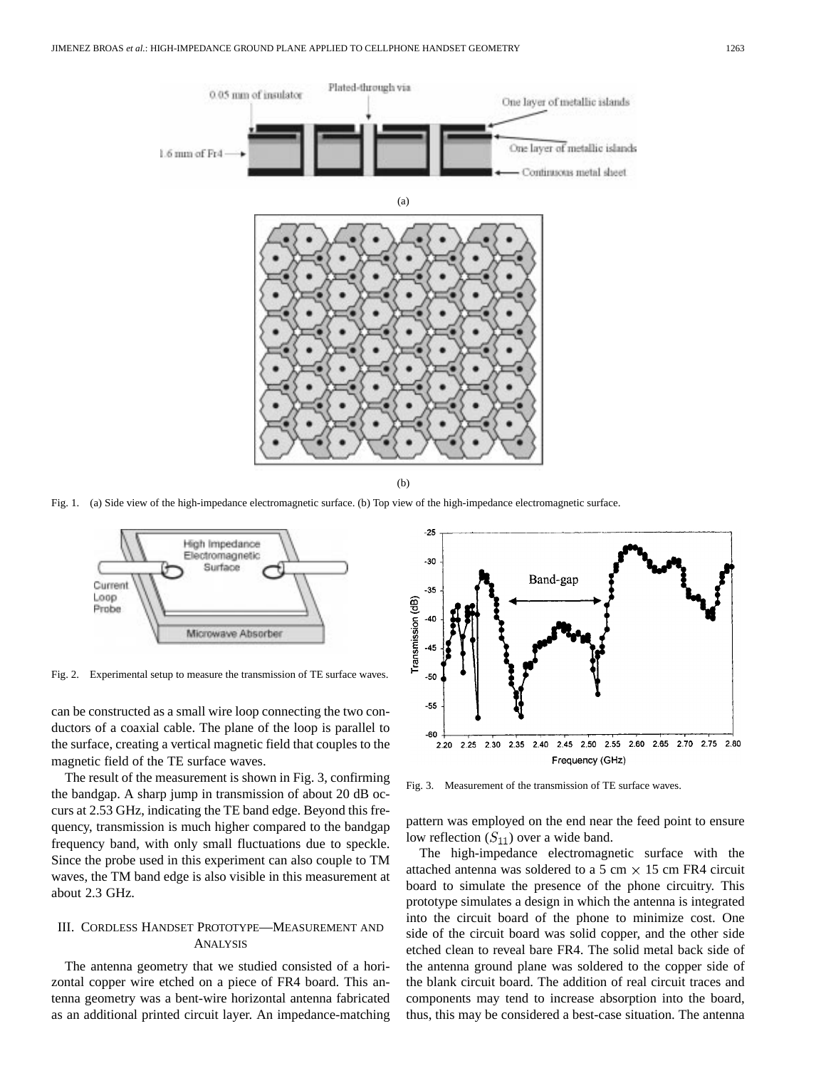Fig. 1. (a) Side view of the high-impedance electromagnetic surface. (b) Top view of the high-impedance electromagnetic surface.

Fig. 2. Experimental setup to measure the transmission of TE surface waves.

can be constructed as a small wire loop connecting the two conductors of a coaxial cable. The plane of the loop is parallel to the surface, creating a vertical magnetic field that couples to the magnetic field of the TE surface waves.

The result of the measurement is shown in Fig. 3, confirming the bandgap. A sharp jump in transmission of about 20 dB occurs at 2.53 GHz, indicating the TE band edge. Beyond this frequency, transmission is much higher compared to the bandgap frequency band, with only small fluctuations due to speckle. Since the probe used in this experiment can also couple to TM waves, the TM band edge is also visible in this measurement at about 2.3 GHz.

## III. Cordless Handset Prototype—Measurement and Analysis

The antenna geometry that we studied consisted of a horizontal copper wire etched on a piece of FR4 board. This antenna geometry was a bent-wire horizontal antenna fabricated as an additional printed circuit layer. An impedance-matching pattern was employed on the end near the feed point to ensure low reflection ($S_{11}$) over a wide band.

Fig. 3. Measurement of the transmission of TE surface waves.

The high-impedance electromagnetic surface with the attached antenna was soldered to a 5 cm $\times$ 15 cm FR4 circuit board to simulate the presence of the phone circuitry. This prototype simulates a design in which the antenna is integrated into the circuit board of the phone to minimize cost. One side of the circuit board was solid copper, and the other side etched clean to reveal bare FR4. The solid metal back side of the antenna ground plane was soldered to the copper side of the blank circuit board. The addition of real circuit traces and components may tend to increase absorption into the board, thus, this may be considered a best-case situation. The antenna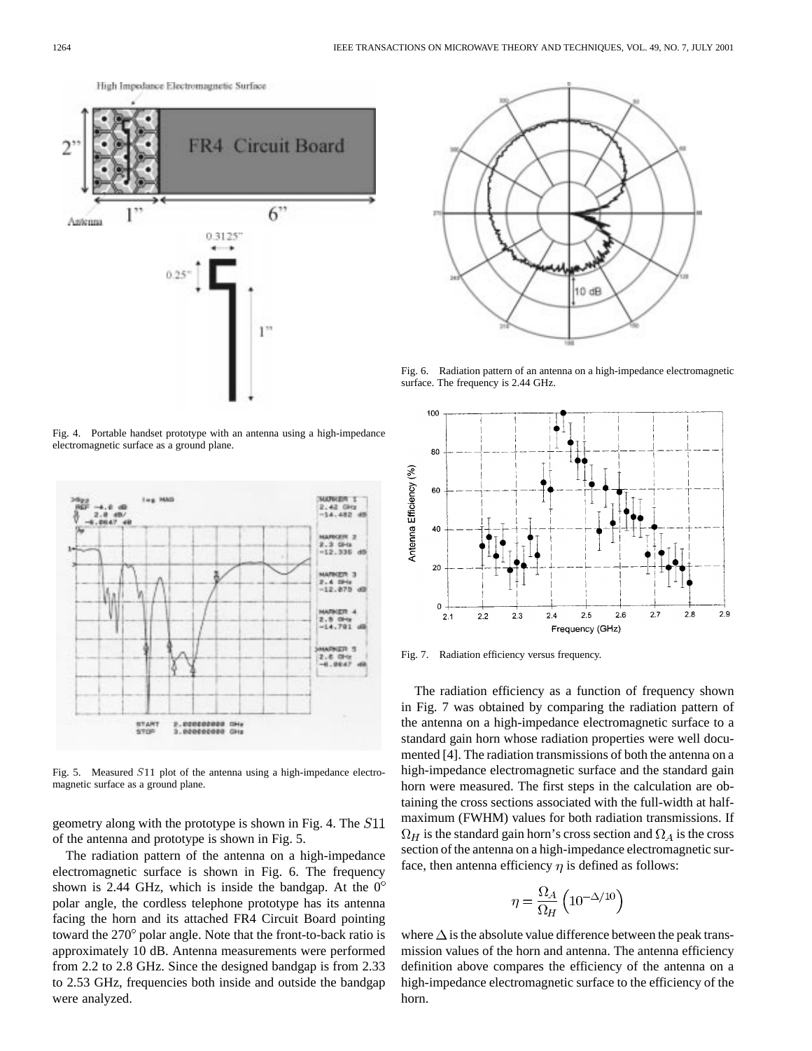Fig. 4. Portable handset prototype with an antenna using a high-impedance electromagnetic surface as a ground plane.

Fig. 5. Measured $S11$ plot of the antenna using a high-impedance electromagnetic surface as a ground plane.

geometry along with the prototype is shown in Fig. 4. The $S11$ of the antenna and prototype is shown in Fig. 5.

The radiation pattern of the antenna on a high-impedance electromagnetic surface is shown in Fig. 6. The frequency shown is 2.44 GHz, which is inside the bandgap. At the $0^{\circ}$ polar angle, the cordless telephone prototype has its antenna facing the horn and its attached FR4 Circuit Board pointing toward the $270^{\circ}$ polar angle. Note that the front-to-back ratio is approximately 10 dB. Antenna measurements were performed from 2.2 to 2.8 GHz. Since the designed bandgap is from 2.33 to 2.53 GHz, frequencies both inside and outside the bandgap were analyzed.

Fig. 6. Radiation pattern of an antenna on a high-impedance electromagnetic surface. The frequency is 2.44 GHz.

Fig. 7. Radiation efficiency versus frequency.

The radiation efficiency as a function of frequency shown in Fig. 7 was obtained by comparing the radiation pattern of the antenna on a high-impedance electromagnetic surface to a standard gain horn whose radiation properties were well documented [4]. The radiation transmissions of both the antenna on a high-impedance electromagnetic surface and the standard gain horn were measured. The first steps in the calculation are obtaining the cross sections associated with the full-width at half-maximum (FWHM) values for both radiation transmissions. If $\Omega_H$ is the standard gain horn's cross section and $\Omega_A$ is the cross section of the antenna on a high-impedance electromagnetic surface, then antenna efficiency $\eta$ is defined as follows:

$$\eta = \frac{\Omega_A}{\Omega_H}\left(10^{-\Delta/10}\right)$$

where $\Delta$ is the absolute value difference between the peak transmission values of the horn and antenna. The antenna efficiency definition above compares the efficiency of the antenna on a high-impedance electromagnetic surface to the efficiency of the horn.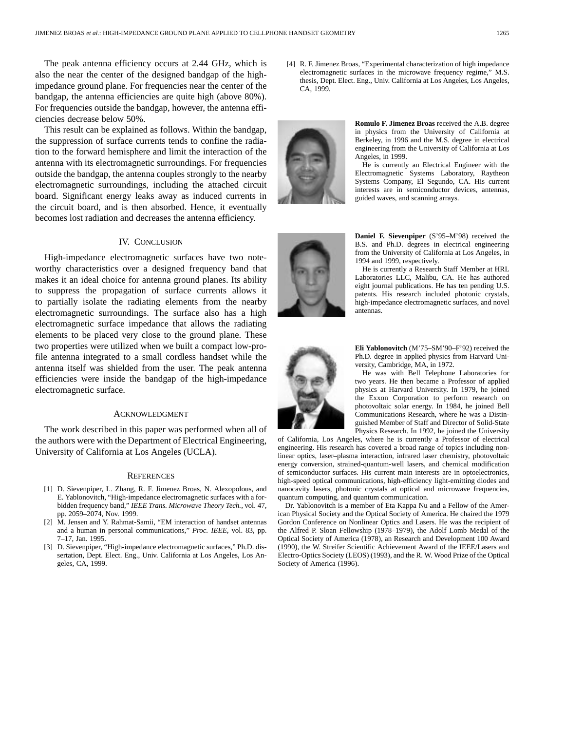The peak antenna efficiency occurs at 2.44 GHz, which is also the near the center of the designed bandgap of the high-impedance ground plane. For frequencies near the center of the bandgap, the antenna efficiencies are quite high (above 80%). For frequencies outside the bandgap, however, the antenna efficiencies decrease below 50%.

This result can be explained as follows. Within the bandgap, the suppression of surface currents tends to confine the radiation to the forward hemisphere and limit the interaction of the antenna with its electromagnetic surroundings. For frequencies outside the bandgap, the antenna couples strongly to the nearby electromagnetic surroundings, including the attached circuit board. Significant energy leaks away as induced currents in the circuit board, and is then absorbed. Hence, it eventually becomes lost radiation and decreases the antenna efficiency.

## IV. Conclusion

High-impedance electromagnetic surfaces have two noteworthy characteristics over a designed frequency band that makes it an ideal choice for antenna ground planes. Its ability to suppress the propagation of surface currents allows it to partially isolate the radiating elements from the nearby electromagnetic surroundings. The surface also has a high electromagnetic surface impedance that allows the radiating elements to be placed very close to the ground plane. These two properties were utilized when we built a compact low-profile antenna integrated to a small cordless handset while the antenna itself was shielded from the user. The peak antenna efficiencies were inside the bandgap of the high-impedance electromagnetic surface.

## Acknowledgment

The work described in this paper was performed when all of the authors were with the Department of Electrical Engineering, University of California at Los Angeles (UCLA).

## References

[1] D. Sievenpiper, L. Zhang, R. F. Jimenez Broas, N. Alexopolous, and E. Yablonovitch, "High-impedance electromagnetic surfaces with a forbidden frequency band," *IEEE Trans. Microwave Theory Tech.*, vol. 47, pp. 2059–2074, Nov. 1999.

[2] M. Jensen and Y. Rahmat-Samii, "EM interaction of handset antennas and a human in personal communications," *Proc. IEEE*, vol. 83, pp. 7–17, Jan. 1995.

[3] D. Sievenpiper, "High-impedance electromagnetic surfaces," Ph.D. dissertation, Dept. Elect. Eng., Univ. California at Los Angeles, Los Angeles, CA, 1999.

[4] R. F. Jimenez Broas, "Experimental characterization of high impedance electromagnetic surfaces in the microwave frequency regime," M.S. thesis, Dept. Elect. Eng., Univ. California at Los Angeles, Los Angeles, CA, 1999.

**Romulo F. Jimenez Broas** received the A.B. degree in physics from the University of California at Berkeley, in 1996 and the M.S. degree in electrical engineering from the University of California at Los Angeles, in 1999.

He is currently an Electrical Engineer with the Electromagnetic Systems Laboratory, Raytheon Systems Company, El Segundo, CA. His current interests are in semiconductor devices, antennas, guided waves, and scanning arrays.

**Daniel F. Sievenpiper** (S'95–M'98) received the B.S. and Ph.D. degrees in electrical engineering from the University of California at Los Angeles, in 1994 and 1999, respectively.

He is currently a Research Staff Member at HRL Laboratories LLC, Malibu, CA. He has authored eight journal publications. He has ten pending U.S. patents. His research included photonic crystals, high-impedance electromagnetic surfaces, and novel antennas.

**Eli Yablonovitch** (M'75–SM'90–F'92) received the Ph.D. degree in applied physics from Harvard University, Cambridge, MA, in 1972.

He was with Bell Telephone Laboratories for two years. He then became a Professor of applied physics at Harvard University. In 1979, he joined the Exxon Corporation to perform research on photovoltaic solar energy. In 1984, he joined Bell Communications Research, where he was a Distinguished Member of Staff and Director of Solid-State Physics Research. In 1992, he joined the University of California, Los Angeles, where he is currently a Professor of electrical engineering. His research has covered a broad range of topics including nonlinear optics, laser–plasma interaction, infrared laser chemistry, photovoltaic energy conversion, strained-quantum-well lasers, and chemical modification of semiconductor surfaces. His current main interests are in optoelectronics, high-speed optical communications, high-efficiency light-emitting diodes and nanocavity lasers, photonic crystals at optical and microwave frequencies, quantum computing, and quantum communication.

Dr. Yablonovitch is a member of Eta Kappa Nu and a Fellow of the American Physical Society and the Optical Society of America. He chaired the 1979 Gordon Conference on Nonlinear Optics and Lasers. He was the recipient of the Alfred P. Sloan Fellowship (1978–1979), the Adolf Lomb Medal of the Optical Society of America (1978), an Research and Development 100 Award (1990), the W. Streifer Scientific Achievement Award of the IEEE/Lasers and Electro-Optics Society (LEOS) (1993), and the R. W. Wood Prize of the Optical Society of America (1996).